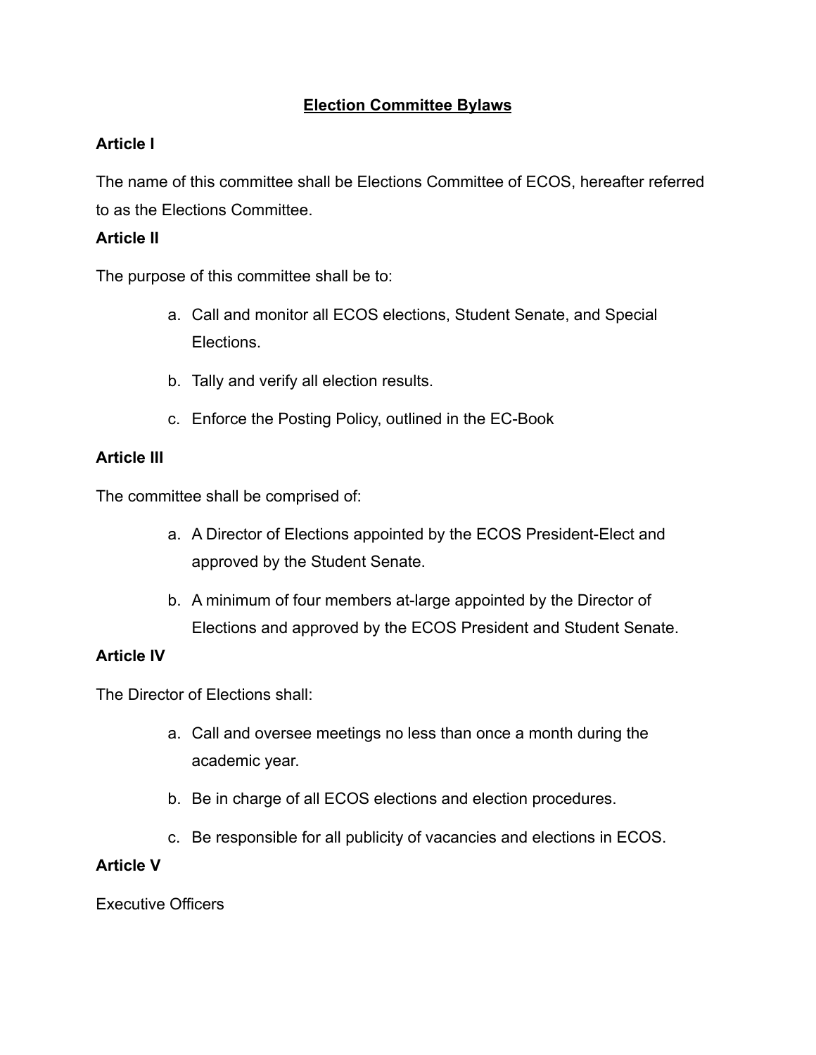# Election Committee Bylaws

## Article I

The name of this committee shall be Elections Committee of ECOS, hereafter referred to as the Elections Committee.

## Article II

The purpose of this committee shall be to:

a. Call and monitor all ECOS elections, Student Senate, and Special Elections.

b. Tally and verify all election results.

c. Enforce the Posting Policy, outlined in the EC-Book

## Article III

The committee shall be comprised of:

a. A Director of Elections appointed by the ECOS President-Elect and approved by the Student Senate.

b. A minimum of four members at-large appointed by the Director of Elections and approved by the ECOS President and Student Senate.

## Article IV

The Director of Elections shall:

a. Call and oversee meetings no less than once a month during the academic year.

b. Be in charge of all ECOS elections and election procedures.

c. Be responsible for all publicity of vacancies and elections in ECOS.

## Article V

Executive Officers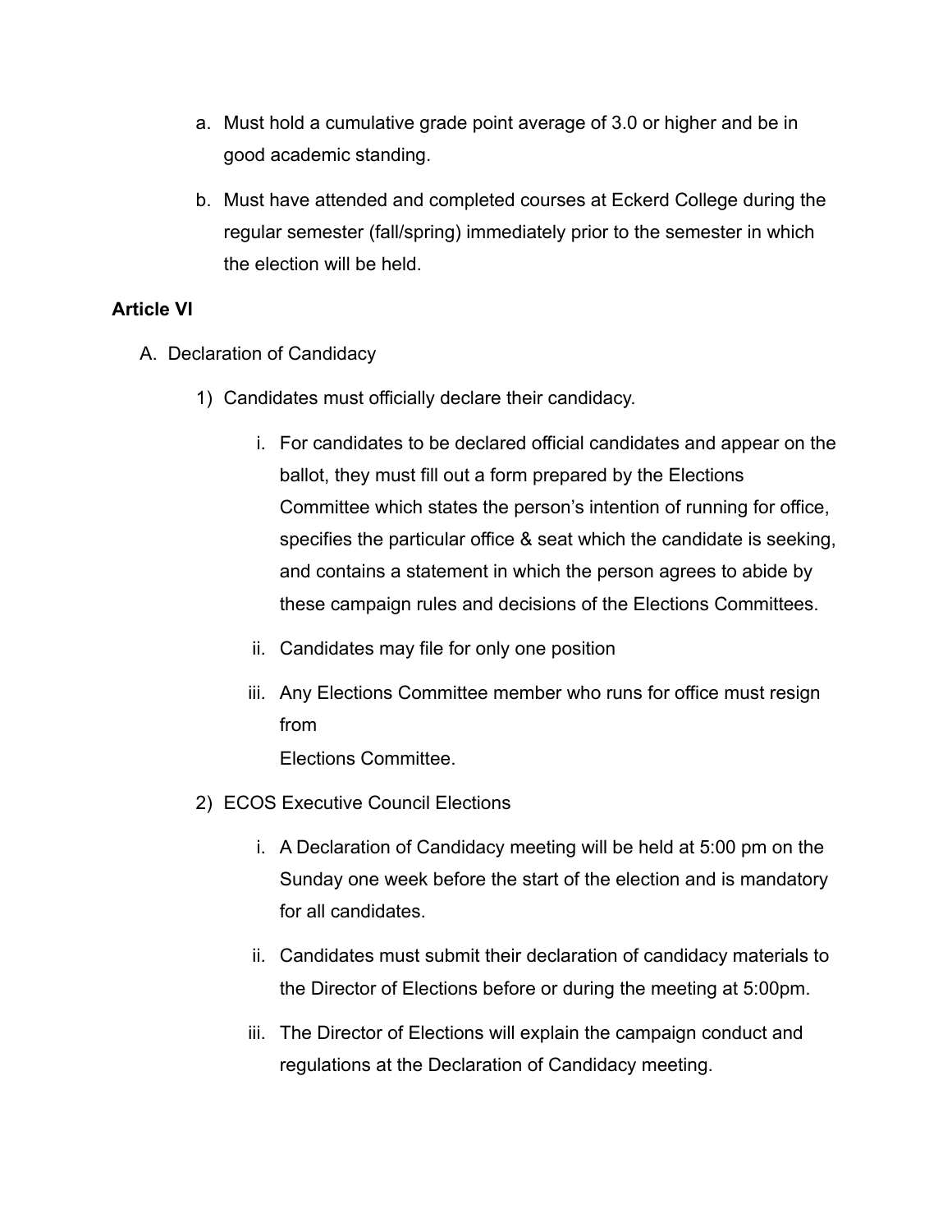a. Must hold a cumulative grade point average of 3.0 or higher and be in good academic standing.

b. Must have attended and completed courses at Eckerd College during the regular semester (fall/spring) immediately prior to the semester in which the election will be held.

**Article VI**

A. Declaration of Candidacy

1) Candidates must officially declare their candidacy.

   i. For candidates to be declared official candidates and appear on the ballot, they must fill out a form prepared by the Elections Committee which states the person's intention of running for office, specifies the particular office & seat which the candidate is seeking, and contains a statement in which the person agrees to abide by these campaign rules and decisions of the Elections Committees.

   ii. Candidates may file for only one position

   iii. Any Elections Committee member who runs for office must resign from Elections Committee.

2) ECOS Executive Council Elections

   i. A Declaration of Candidacy meeting will be held at 5:00 pm on the Sunday one week before the start of the election and is mandatory for all candidates.

   ii. Candidates must submit their declaration of candidacy materials to the Director of Elections before or during the meeting at 5:00pm.

   iii. The Director of Elections will explain the campaign conduct and regulations at the Declaration of Candidacy meeting.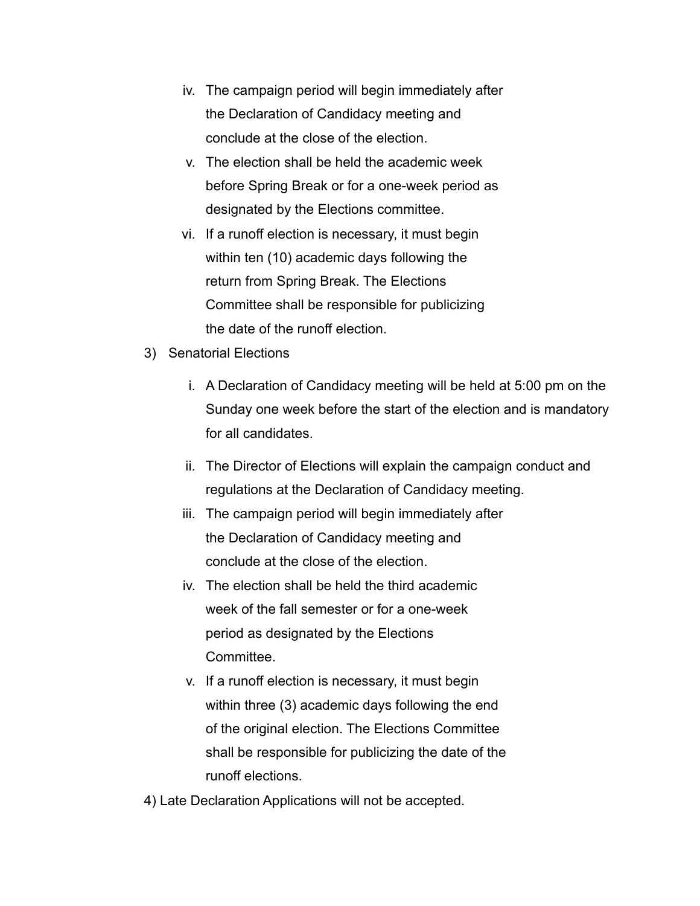iv. The campaign period will begin immediately after the Declaration of Candidacy meeting and conclude at the close of the election.

v. The election shall be held the academic week before Spring Break or for a one-week period as designated by the Elections committee.

vi. If a runoff election is necessary, it must begin within ten (10) academic days following the return from Spring Break. The Elections Committee shall be responsible for publicizing the date of the runoff election.

3) Senatorial Elections

i. A Declaration of Candidacy meeting will be held at 5:00 pm on the Sunday one week before the start of the election and is mandatory for all candidates.

ii. The Director of Elections will explain the campaign conduct and regulations at the Declaration of Candidacy meeting.

iii. The campaign period will begin immediately after the Declaration of Candidacy meeting and conclude at the close of the election.

iv. The election shall be held the third academic week of the fall semester or for a one-week period as designated by the Elections Committee.

v. If a runoff election is necessary, it must begin within three (3) academic days following the end of the original election. The Elections Committee shall be responsible for publicizing the date of the runoff elections.

4) Late Declaration Applications will not be accepted.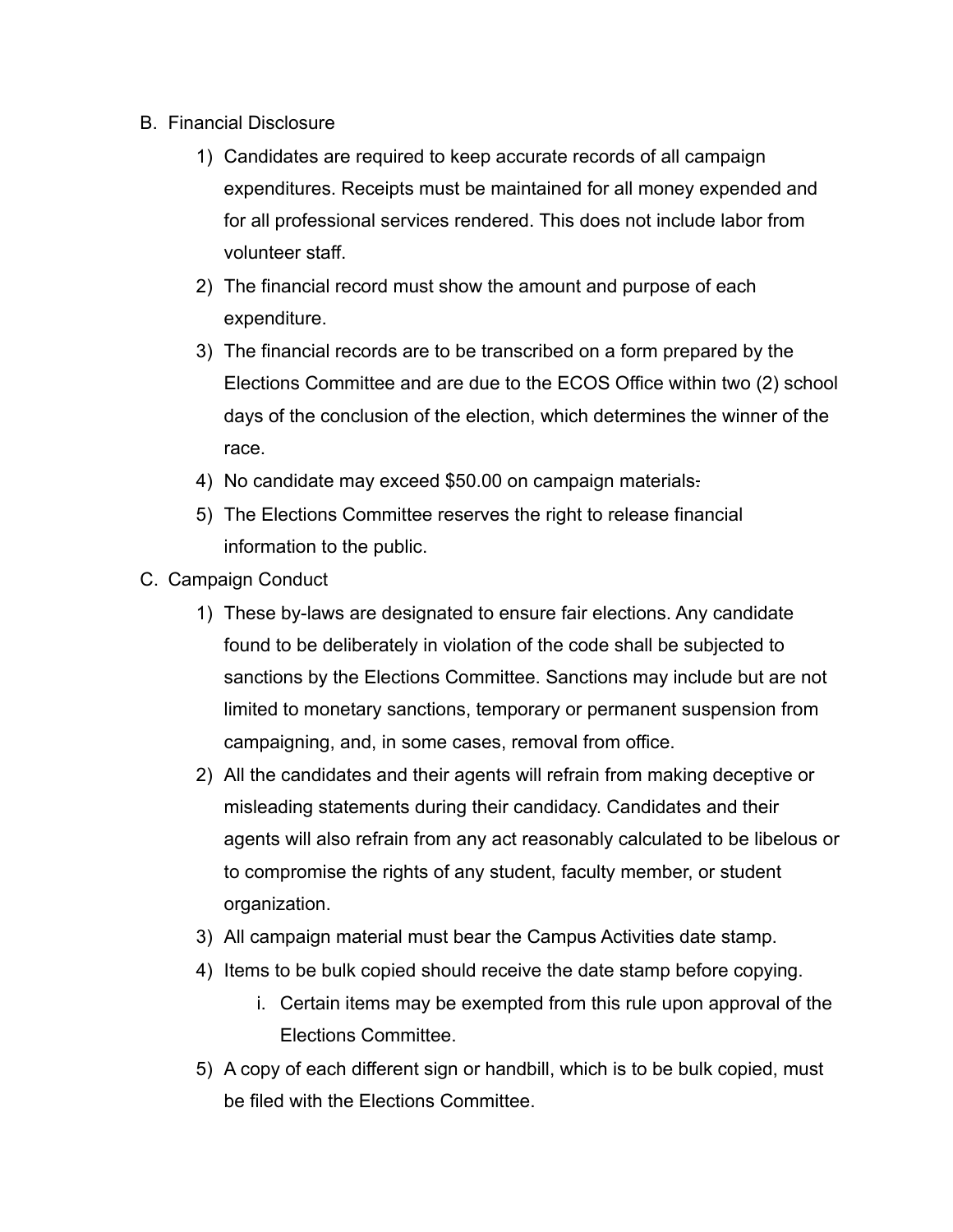B. Financial Disclosure

1) Candidates are required to keep accurate records of all campaign expenditures. Receipts must be maintained for all money expended and for all professional services rendered. This does not include labor from volunteer staff.
2) The financial record must show the amount and purpose of each expenditure.
3) The financial records are to be transcribed on a form prepared by the Elections Committee and are due to the ECOS Office within two (2) school days of the conclusion of the election, which determines the winner of the race.
4) No candidate may exceed $50.00 on campaign materials.
5) The Elections Committee reserves the right to release financial information to the public.

C. Campaign Conduct

1) These by-laws are designated to ensure fair elections. Any candidate found to be deliberately in violation of the code shall be subjected to sanctions by the Elections Committee. Sanctions may include but are not limited to monetary sanctions, temporary or permanent suspension from campaigning, and, in some cases, removal from office.
2) All the candidates and their agents will refrain from making deceptive or misleading statements during their candidacy. Candidates and their agents will also refrain from any act reasonably calculated to be libelous or to compromise the rights of any student, faculty member, or student organization.
3) All campaign material must bear the Campus Activities date stamp.
4) Items to be bulk copied should receive the date stamp before copying.
    i. Certain items may be exempted from this rule upon approval of the Elections Committee.
5) A copy of each different sign or handbill, which is to be bulk copied, must be filed with the Elections Committee.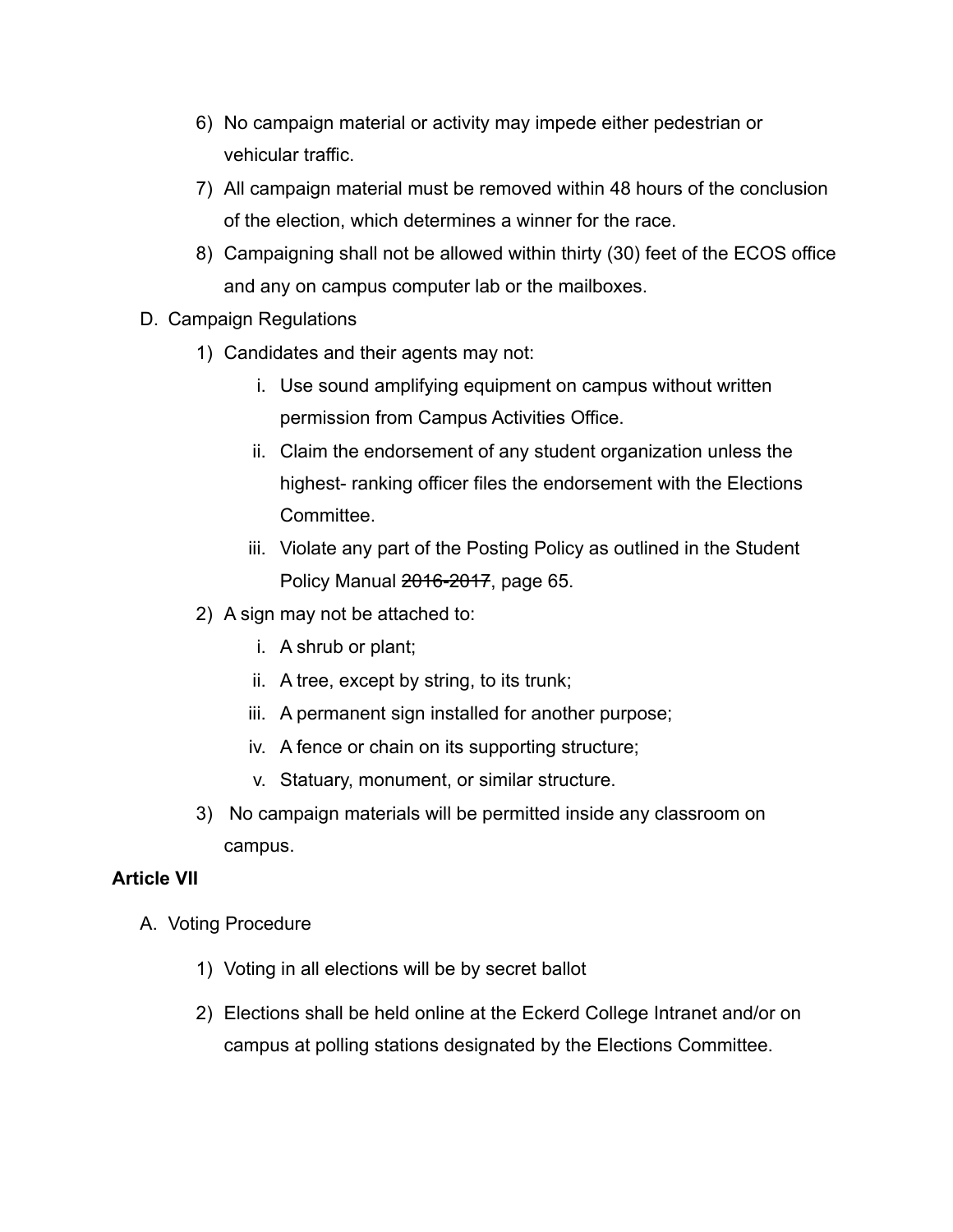6) No campaign material or activity may impede either pedestrian or vehicular traffic.
7) All campaign material must be removed within 48 hours of the conclusion of the election, which determines a winner for the race.
8) Campaigning shall not be allowed within thirty (30) feet of the ECOS office and any on campus computer lab or the mailboxes.

D. Campaign Regulations

1) Candidates and their agents may not:
   i. Use sound amplifying equipment on campus without written permission from Campus Activities Office.
   ii. Claim the endorsement of any student organization unless the highest- ranking officer files the endorsement with the Elections Committee.
   iii. Violate any part of the Posting Policy as outlined in the Student Policy Manual ~~2016-2017~~, page 65.
2) A sign may not be attached to:
   i. A shrub or plant;
   ii. A tree, except by string, to its trunk;
   iii. A permanent sign installed for another purpose;
   iv. A fence or chain on its supporting structure;
   v. Statuary, monument, or similar structure.
3) No campaign materials will be permitted inside any classroom on campus.

**Article VII**

A. Voting Procedure

1) Voting in all elections will be by secret ballot
2) Elections shall be held online at the Eckerd College Intranet and/or on campus at polling stations designated by the Elections Committee.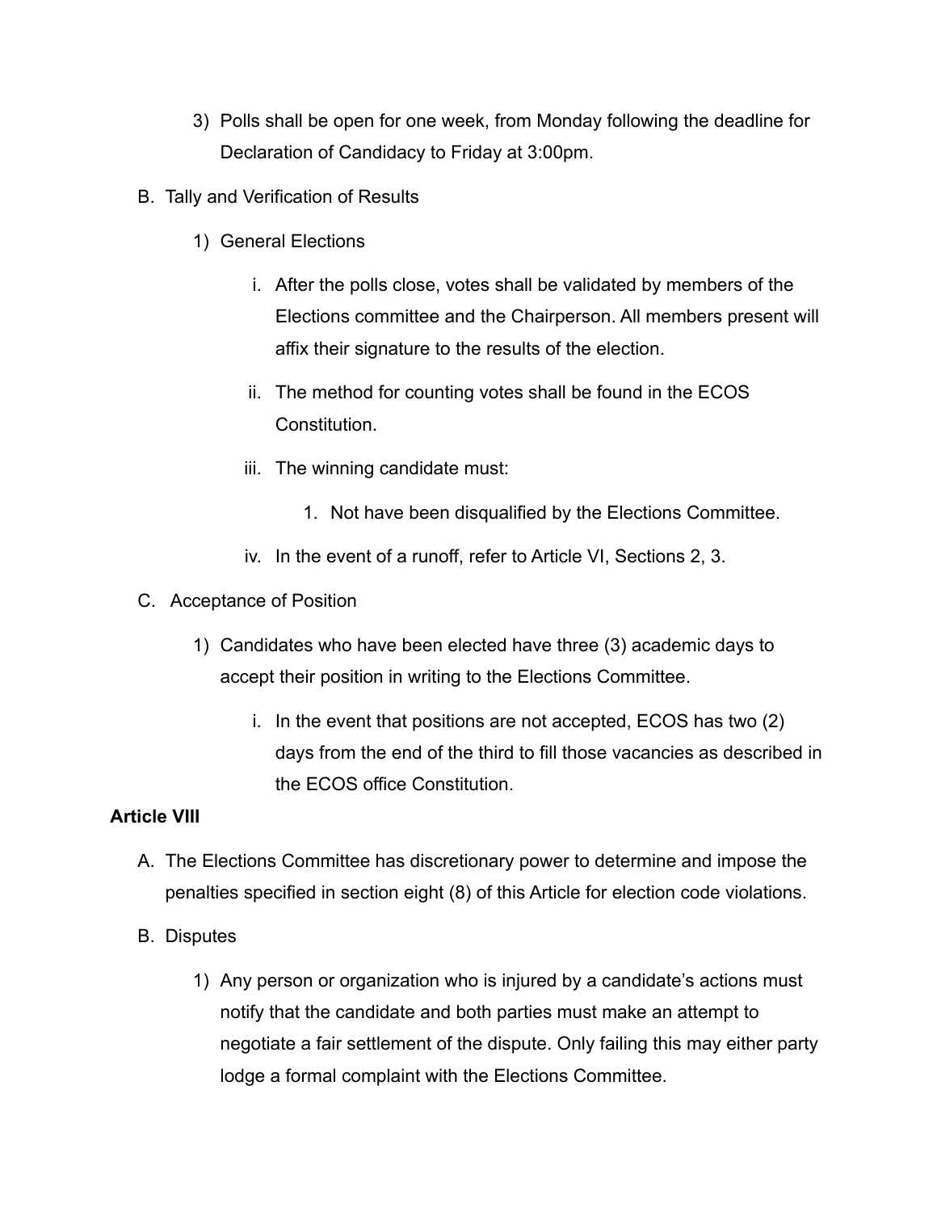3) Polls shall be open for one week, from Monday following the deadline for Declaration of Candidacy to Friday at 3:00pm.

B. Tally and Verification of Results

   1) General Elections

      i. After the polls close, votes shall be validated by members of the Elections committee and the Chairperson. All members present will affix their signature to the results of the election.

      ii. The method for counting votes shall be found in the ECOS Constitution.

      iii. The winning candidate must:

         1. Not have been disqualified by the Elections Committee.

      iv. In the event of a runoff, refer to Article VI, Sections 2, 3.

C. Acceptance of Position

   1) Candidates who have been elected have three (3) academic days to accept their position in writing to the Elections Committee.

      i. In the event that positions are not accepted, ECOS has two (2) days from the end of the third to fill those vacancies as described in the ECOS office Constitution.

**Article VIII**

A. The Elections Committee has discretionary power to determine and impose the penalties specified in section eight (8) of this Article for election code violations.

B. Disputes

   1) Any person or organization who is injured by a candidate's actions must notify that the candidate and both parties must make an attempt to negotiate a fair settlement of the dispute. Only failing this may either party lodge a formal complaint with the Elections Committee.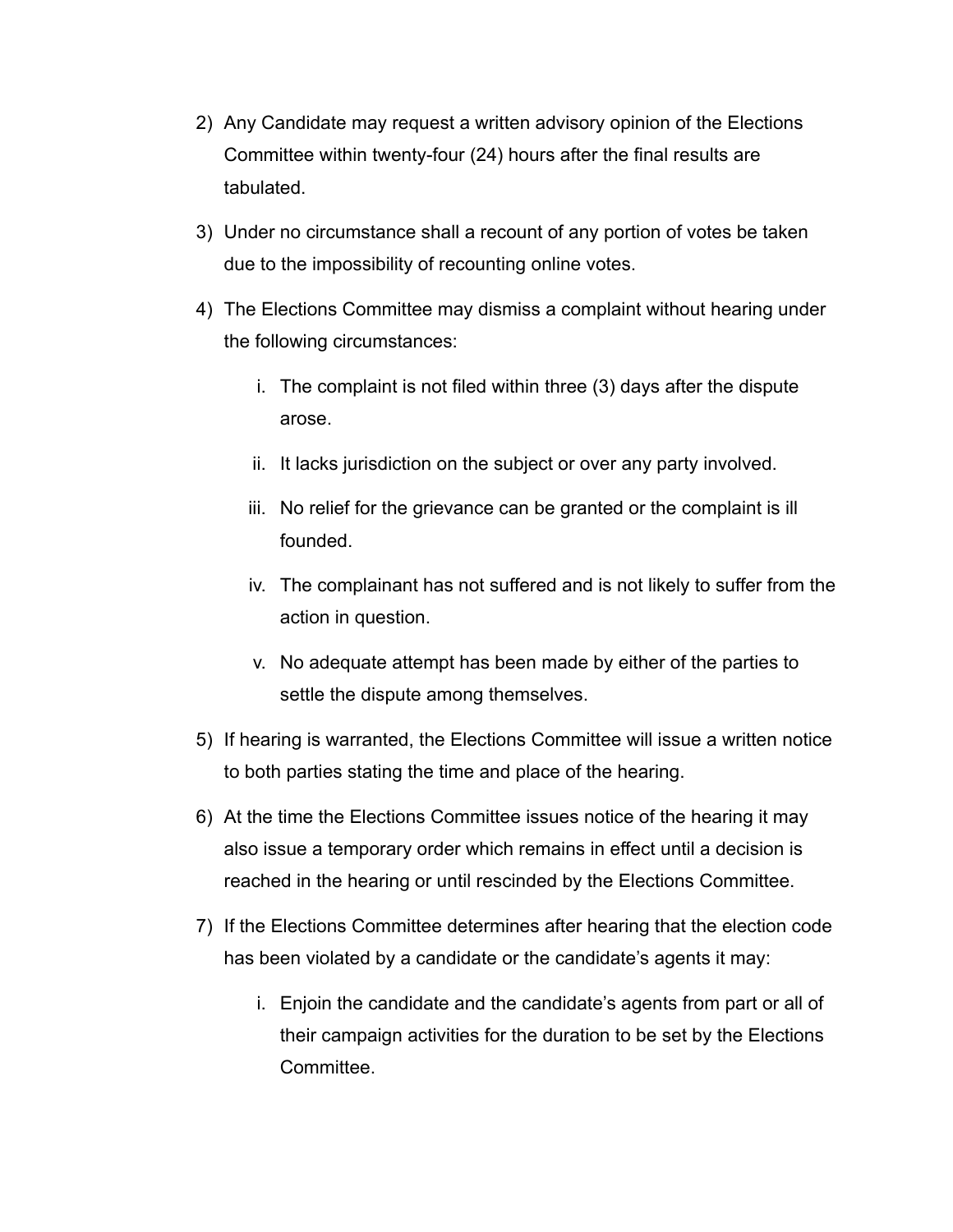2) Any Candidate may request a written advisory opinion of the Elections Committee within twenty-four (24) hours after the final results are tabulated.

3) Under no circumstance shall a recount of any portion of votes be taken due to the impossibility of recounting online votes.

4) The Elections Committee may dismiss a complaint without hearing under the following circumstances:

    i. The complaint is not filed within three (3) days after the dispute arose.

    ii. It lacks jurisdiction on the subject or over any party involved.

    iii. No relief for the grievance can be granted or the complaint is ill founded.

    iv. The complainant has not suffered and is not likely to suffer from the action in question.

    v. No adequate attempt has been made by either of the parties to settle the dispute among themselves.

5) If hearing is warranted, the Elections Committee will issue a written notice to both parties stating the time and place of the hearing.

6) At the time the Elections Committee issues notice of the hearing it may also issue a temporary order which remains in effect until a decision is reached in the hearing or until rescinded by the Elections Committee.

7) If the Elections Committee determines after hearing that the election code has been violated by a candidate or the candidate's agents it may:

    i. Enjoin the candidate and the candidate's agents from part or all of their campaign activities for the duration to be set by the Elections Committee.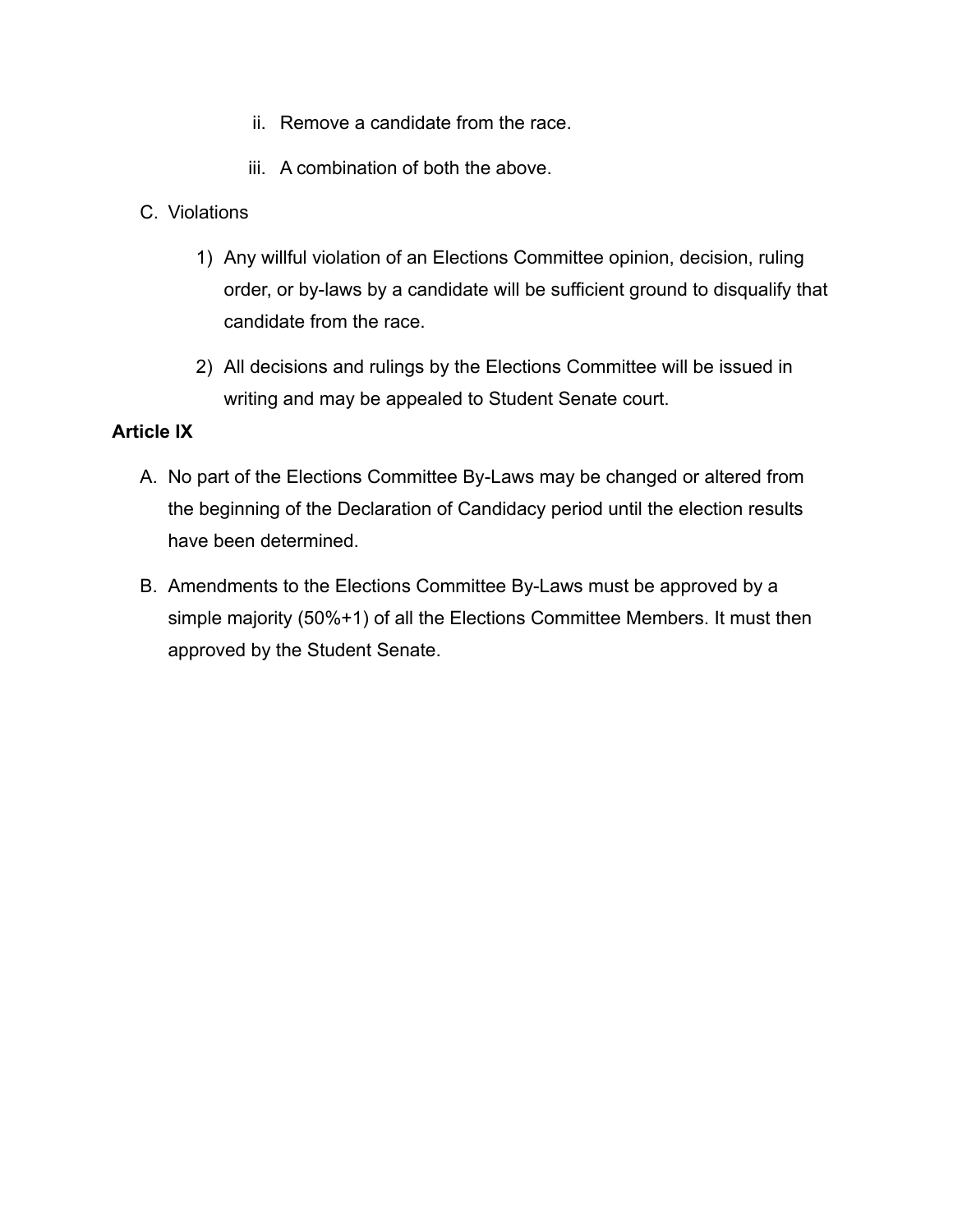ii. Remove a candidate from the race.

iii. A combination of both the above.

C. Violations

1) Any willful violation of an Elections Committee opinion, decision, ruling order, or by-laws by a candidate will be sufficient ground to disqualify that candidate from the race.

2) All decisions and rulings by the Elections Committee will be issued in writing and may be appealed to Student Senate court.

**Article IX**

A. No part of the Elections Committee By-Laws may be changed or altered from the beginning of the Declaration of Candidacy period until the election results have been determined.

B. Amendments to the Elections Committee By-Laws must be approved by a simple majority (50%+1) of all the Elections Committee Members. It must then approved by the Student Senate.